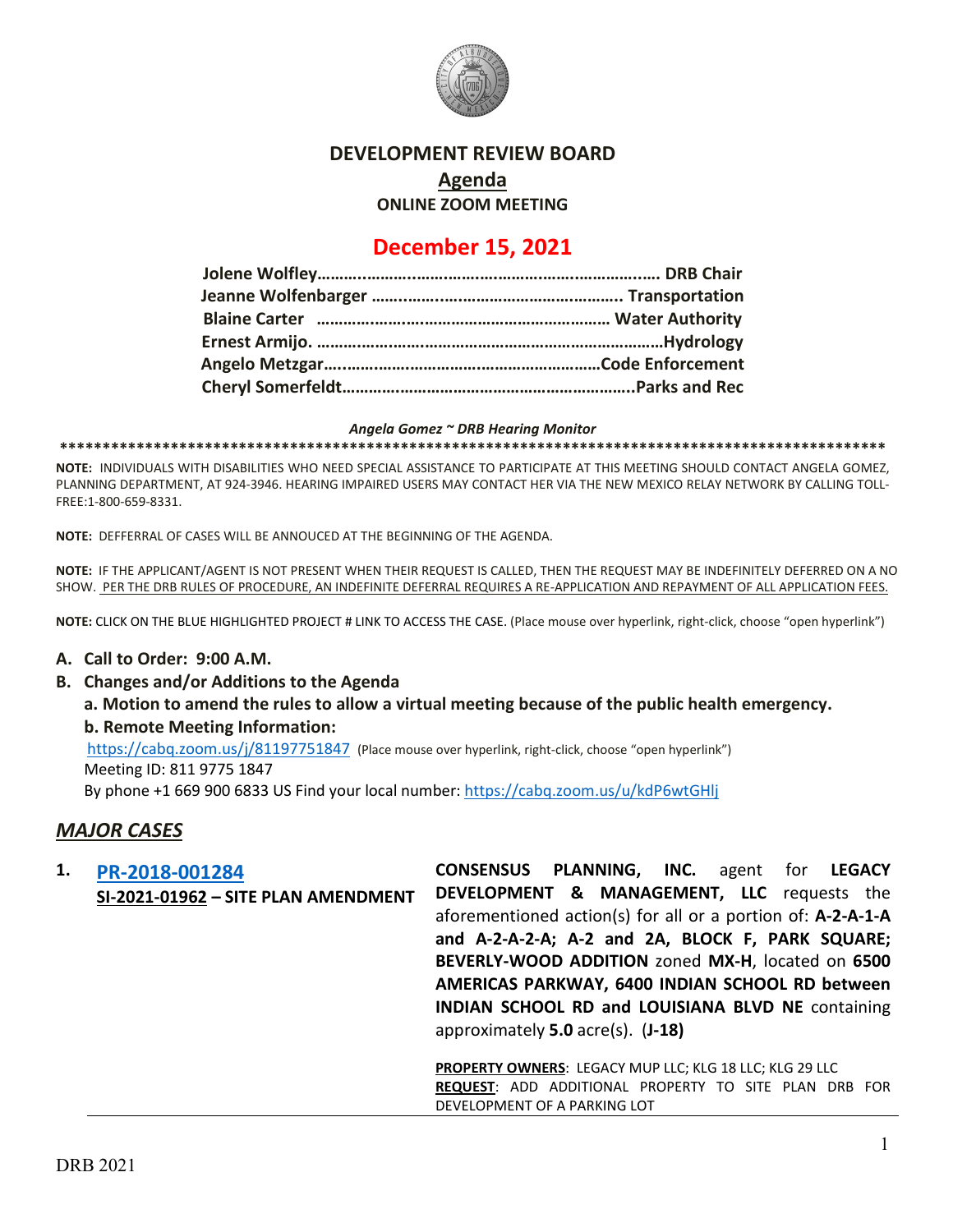# DEVELOPMENT REVIEW BOARD

## Agenda

### ONLINE ZOOM MEETING

## December 15, 2021

**Jolene Wolfley………………………………………………………………. DRB Chair**
**Jeanne Wolfenbarger ……………………………………………….. Transportation**
**Blaine Carter ………………………………………………………… Water Authority**
**Ernest Armijo. ………………………………………………………………Hydrology**
**Angelo Metzgar…………………………………………………………Code Enforcement**
**Cheryl Somerfeldt………………………………………………………..Parks and Rec**

***Angela Gomez ~ DRB Hearing Monitor***

****************************************************************************************************

**NOTE:** INDIVIDUALS WITH DISABILITIES WHO NEED SPECIAL ASSISTANCE TO PARTICIPATE AT THIS MEETING SHOULD CONTACT ANGELA GOMEZ, PLANNING DEPARTMENT, AT 924-3946. HEARING IMPAIRED USERS MAY CONTACT HER VIA THE NEW MEXICO RELAY NETWORK BY CALLING TOLL-FREE:1-800-659-8331.

**NOTE:** DEFFERRAL OF CASES WILL BE ANNOUCED AT THE BEGINNING OF THE AGENDA.

**NOTE:** IF THE APPLICANT/AGENT IS NOT PRESENT WHEN THEIR REQUEST IS CALLED, THEN THE REQUEST MAY BE INDEFINITELY DEFERRED ON A NO SHOW. PER THE DRB RULES OF PROCEDURE, AN INDEFINITE DEFERRAL REQUIRES A RE-APPLICATION AND REPAYMENT OF ALL APPLICATION FEES.

**NOTE:** CLICK ON THE BLUE HIGHLIGHTED PROJECT # LINK TO ACCESS THE CASE. (Place mouse over hyperlink, right-click, choose "open hyperlink")

- **A. Call to Order: 9:00 A.M.**
- **B. Changes and/or Additions to the Agenda**
  - **a. Motion to amend the rules to allow a virtual meeting because of the public health emergency.**
  - **b. Remote Meeting Information:**

    https://cabq.zoom.us/j/81197751847 (Place mouse over hyperlink, right-click, choose "open hyperlink")
    Meeting ID: 811 9775 1847
    By phone +1 669 900 6833 US Find your local number: https://cabq.zoom.us/u/kdP6wtGHlj

## *MAJOR CASES*

**1. PR-2018-001284**
**SI-2021-01962 – SITE PLAN AMENDMENT**

**CONSENSUS PLANNING, INC.** agent for **LEGACY DEVELOPMENT & MANAGEMENT, LLC** requests the aforementioned action(s) for all or a portion of: **A-2-A-1-A and A-2-A-2-A; A-2 and 2A, BLOCK F, PARK SQUARE; BEVERLY-WOOD ADDITION** zoned **MX-H**, located on **6500 AMERICAS PARKWAY, 6400 INDIAN SCHOOL RD between INDIAN SCHOOL RD and LOUISIANA BLVD NE** containing approximately **5.0** acre(s). (**J-18)**

**PROPERTY OWNERS**: LEGACY MUP LLC; KLG 18 LLC; KLG 29 LLC
**REQUEST**: ADD ADDITIONAL PROPERTY TO SITE PLAN DRB FOR DEVELOPMENT OF A PARKING LOT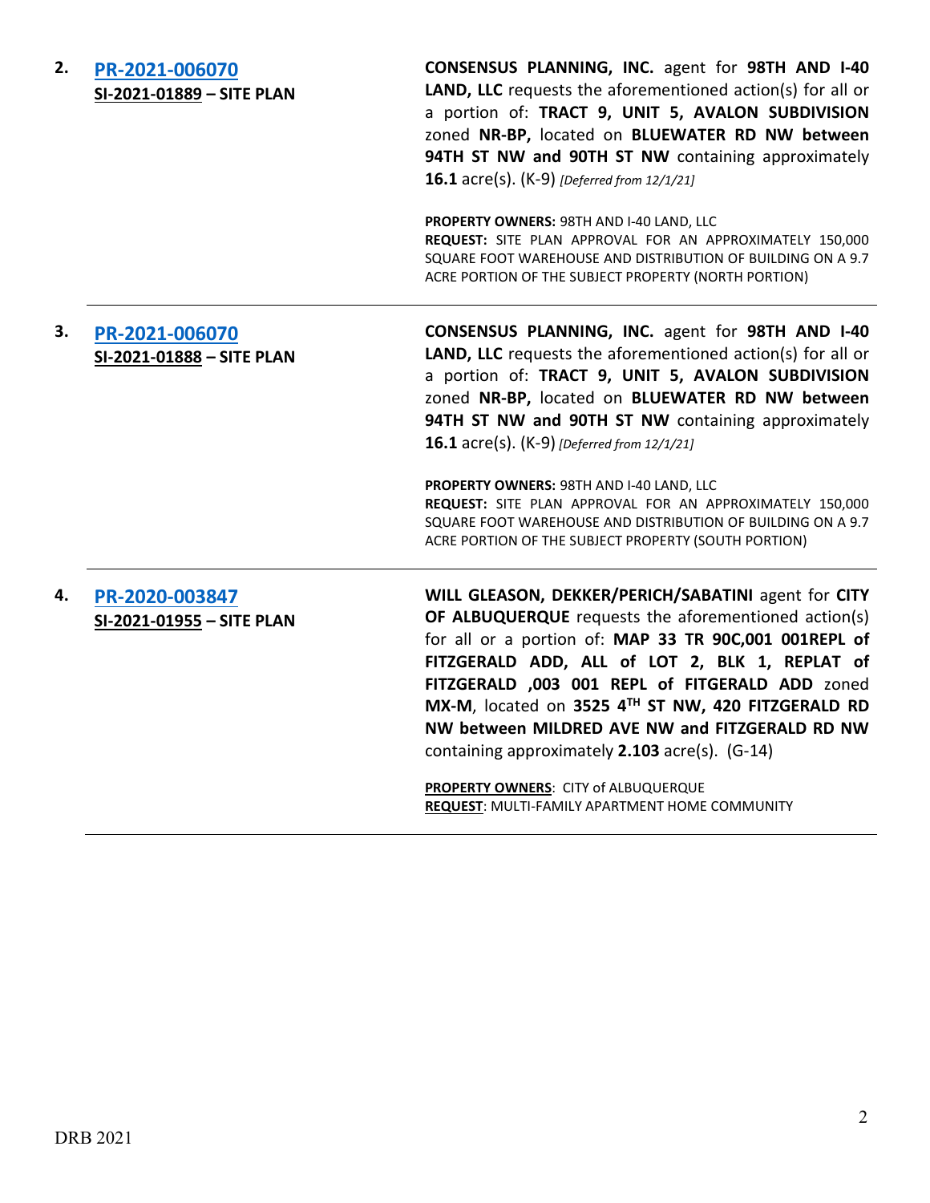2. **[PR-2021-006070](#)**
**SI-2021-01889 – SITE PLAN**

**CONSENSUS PLANNING, INC.** agent for **98TH AND I-40 LAND, LLC** requests the aforementioned action(s) for all or a portion of: **TRACT 9, UNIT 5, AVALON SUBDIVISION** zoned **NR-BP,** located on **BLUEWATER RD NW between 94TH ST NW and 90TH ST NW** containing approximately **16.1** acre(s). (K-9) *[Deferred from 12/1/21]*

**PROPERTY OWNERS:** 98TH AND I-40 LAND, LLC
**REQUEST:** SITE PLAN APPROVAL FOR AN APPROXIMATELY 150,000 SQUARE FOOT WAREHOUSE AND DISTRIBUTION OF BUILDING ON A 9.7 ACRE PORTION OF THE SUBJECT PROPERTY (NORTH PORTION)

---

3. **[PR-2021-006070](#)**
**SI-2021-01888 – SITE PLAN**

**CONSENSUS PLANNING, INC.** agent for **98TH AND I-40 LAND, LLC** requests the aforementioned action(s) for all or a portion of: **TRACT 9, UNIT 5, AVALON SUBDIVISION** zoned **NR-BP,** located on **BLUEWATER RD NW between 94TH ST NW and 90TH ST NW** containing approximately **16.1** acre(s). (K-9) *[Deferred from 12/1/21]*

**PROPERTY OWNERS:** 98TH AND I-40 LAND, LLC
**REQUEST:** SITE PLAN APPROVAL FOR AN APPROXIMATELY 150,000 SQUARE FOOT WAREHOUSE AND DISTRIBUTION OF BUILDING ON A 9.7 ACRE PORTION OF THE SUBJECT PROPERTY (SOUTH PORTION)

---

4. **[PR-2020-003847](#)**
**SI-2021-01955 – SITE PLAN**

**WILL GLEASON, DEKKER/PERICH/SABATINI** agent for **CITY OF ALBUQUERQUE** requests the aforementioned action(s) for all or a portion of: **MAP 33 TR 90C,001 001REPL of FITZGERALD ADD, ALL of LOT 2, BLK 1, REPLAT of FITZGERALD ,003 001 REPL of FITGERALD ADD** zoned **MX-M**, located on **3525 4TH ST NW, 420 FITZGERALD RD NW between MILDRED AVE NW and FITZGERALD RD NW** containing approximately **2.103** acre(s). (G-14)

**PROPERTY OWNERS**: CITY of ALBUQUERQUE
**REQUEST**: MULTI-FAMILY APARTMENT HOME COMMUNITY

---

DRB 2021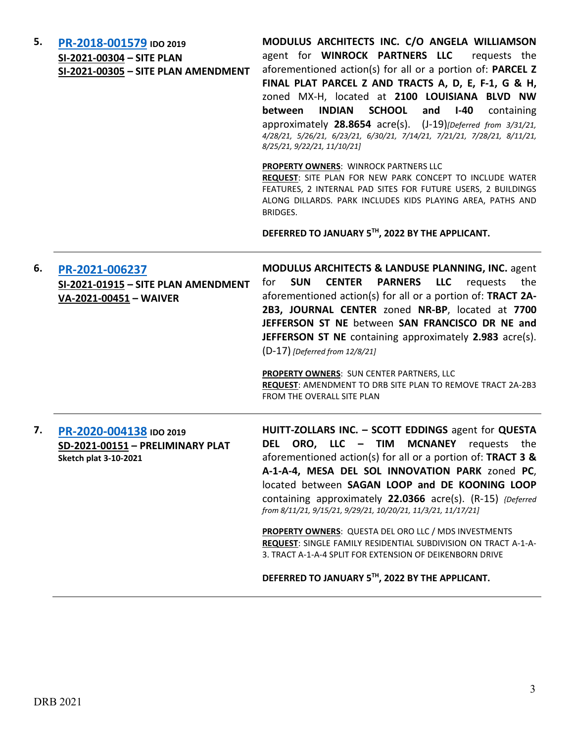5. **[PR-2018-001579](#) IDO 2019**
**[SI-2021-00304](#) – SITE PLAN**
**[SI-2021-00305](#) – SITE PLAN AMENDMENT**

**MODULUS ARCHITECTS INC. C/O ANGELA WILLIAMSON** agent for **WINROCK PARTNERS LLC** requests the aforementioned action(s) for all or a portion of: **PARCEL Z FINAL PLAT PARCEL Z AND TRACTS A, D, E, F-1, G & H,** zoned MX-H, located at **2100 LOUISIANA BLVD NW between INDIAN SCHOOL and I-40** containing approximately **28.8654** acre(s). (J-19)*[Deferred from 3/31/21, 4/28/21, 5/26/21, 6/23/21, 6/30/21, 7/14/21, 7/21/21, 7/28/21, 8/11/21, 8/25/21, 9/22/21, 11/10/21]*

**PROPERTY OWNERS**: WINROCK PARTNERS LLC
**REQUEST**: SITE PLAN FOR NEW PARK CONCEPT TO INCLUDE WATER FEATURES, 2 INTERNAL PAD SITES FOR FUTURE USERS, 2 BUILDINGS ALONG DILLARDS. PARK INCLUDES KIDS PLAYING AREA, PATHS AND BRIDGES.

**DEFERRED TO JANUARY 5TH, 2022 BY THE APPLICANT.**

---

6. **[PR-2021-006237](#)**
**[SI-2021-01915](#) – SITE PLAN AMENDMENT**
**[VA-2021-00451](#) – WAIVER**

**MODULUS ARCHITECTS & LANDUSE PLANNING, INC.** agent for **SUN CENTER PARNERS LLC** requests the aforementioned action(s) for all or a portion of: **TRACT 2A-2B3, JOURNAL CENTER** zoned **NR-BP**, located at **7700 JEFFERSON ST NE** between **SAN FRANCISCO DR NE and JEFFERSON ST NE** containing approximately **2.983** acre(s). (D-17) *[Deferred from 12/8/21]*

**PROPERTY OWNERS**: SUN CENTER PARTNERS, LLC
**REQUEST**: AMENDMENT TO DRB SITE PLAN TO REMOVE TRACT 2A-2B3 FROM THE OVERALL SITE PLAN

---

7. **[PR-2020-004138](#) IDO 2019**
**[SD-2021-00151](#) – PRELIMINARY PLAT**
**Sketch plat 3-10-2021**

**HUITT-ZOLLARS INC. – SCOTT EDDINGS** agent for **QUESTA DEL ORO, LLC – TIM MCNANEY** requests the aforementioned action(s) for all or a portion of: **TRACT 3 & A-1-A-4, MESA DEL SOL INNOVATION PARK** zoned **PC**, located between **SAGAN LOOP and DE KOONING LOOP** containing approximately **22.0366** acre(s). (R-15) *{Deferred from 8/11/21, 9/15/21, 9/29/21, 10/20/21, 11/3/21, 11/17/21]*

**PROPERTY OWNERS**: QUESTA DEL ORO LLC / MDS INVESTMENTS
**REQUEST**: SINGLE FAMILY RESIDENTIAL SUBDIVISION ON TRACT A-1-A-3. TRACT A-1-A-4 SPLIT FOR EXTENSION OF DEIKENBORN DRIVE

**DEFERRED TO JANUARY 5TH, 2022 BY THE APPLICANT.**

---

DRB 2021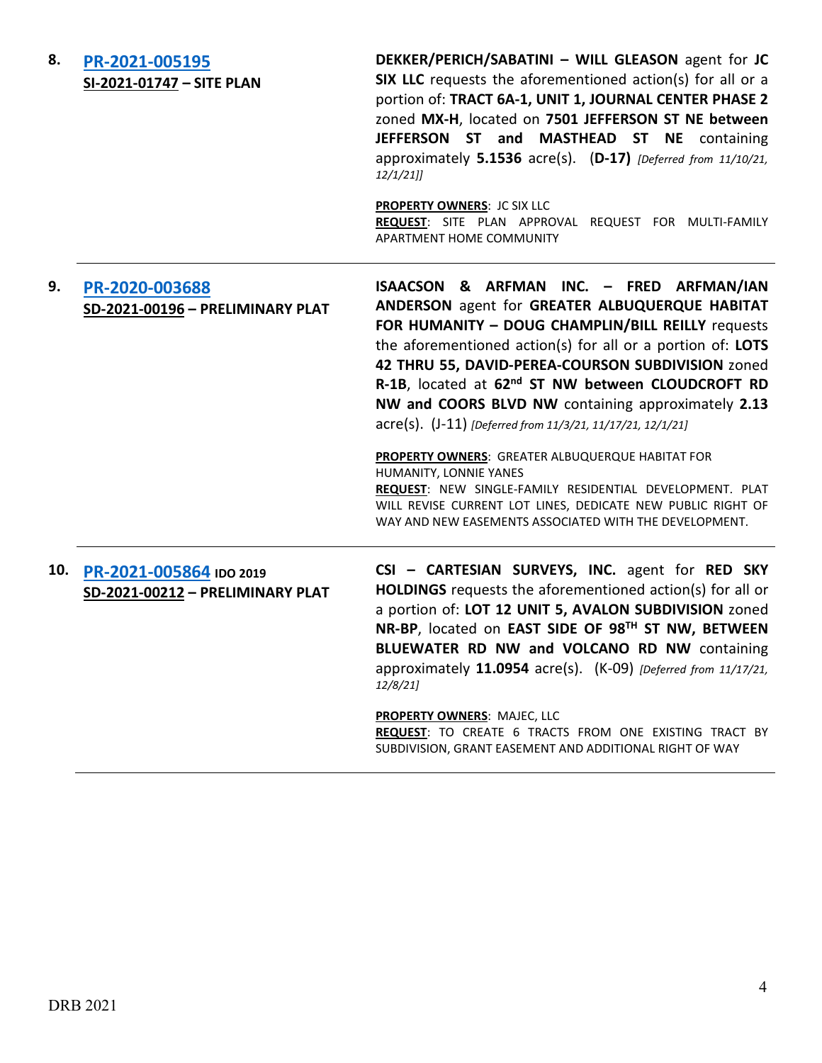| | | |
|---|---|---|
| **8.** | **PR-2021-005195**<br>**SI-2021-01747 – SITE PLAN** | **DEKKER/PERICH/SABATINI – WILL GLEASON** agent for **JC SIX LLC** requests the aforementioned action(s) for all or a portion of: **TRACT 6A-1, UNIT 1, JOURNAL CENTER PHASE 2** zoned **MX-H**, located on **7501 JEFFERSON ST NE between JEFFERSON ST and MASTHEAD ST NE** containing approximately **5.1536** acre(s). (**D-17)** *[Deferred from 11/10/21, 12/1/21]]*<br><br>**PROPERTY OWNERS**: JC SIX LLC<br>**REQUEST**: SITE PLAN APPROVAL REQUEST FOR MULTI-FAMILY APARTMENT HOME COMMUNITY |
| **9.** | **PR-2020-003688**<br>**SD-2021-00196 – PRELIMINARY PLAT** | **ISAACSON & ARFMAN INC. – FRED ARFMAN/IAN ANDERSON** agent for **GREATER ALBUQUERQUE HABITAT FOR HUMANITY – DOUG CHAMPLIN/BILL REILLY** requests the aforementioned action(s) for all or a portion of: **LOTS 42 THRU 55, DAVID-PEREA-COURSON SUBDIVISION** zoned **R-1B**, located at **62nd ST NW between CLOUDCROFT RD NW and COORS BLVD NW** containing approximately **2.13** acre(s). (J-11) *[Deferred from 11/3/21, 11/17/21, 12/1/21]*<br><br>**PROPERTY OWNERS**: GREATER ALBUQUERQUE HABITAT FOR HUMANITY, LONNIE YANES<br>**REQUEST**: NEW SINGLE-FAMILY RESIDENTIAL DEVELOPMENT. PLAT WILL REVISE CURRENT LOT LINES, DEDICATE NEW PUBLIC RIGHT OF WAY AND NEW EASEMENTS ASSOCIATED WITH THE DEVELOPMENT. |
| **10.** | **PR-2021-005864** **IDO 2019**<br>**SD-2021-00212 – PRELIMINARY PLAT** | **CSI – CARTESIAN SURVEYS, INC.** agent for **RED SKY HOLDINGS** requests the aforementioned action(s) for all or a portion of: **LOT 12 UNIT 5, AVALON SUBDIVISION** zoned **NR-BP**, located on **EAST SIDE OF 98TH ST NW, BETWEEN BLUEWATER RD NW and VOLCANO RD NW** containing approximately **11.0954** acre(s). (K-09) *[Deferred from 11/17/21, 12/8/21]*<br><br>**PROPERTY OWNERS**: MAJEC, LLC<br>**REQUEST**: TO CREATE 6 TRACTS FROM ONE EXISTING TRACT BY SUBDIVISION, GRANT EASEMENT AND ADDITIONAL RIGHT OF WAY |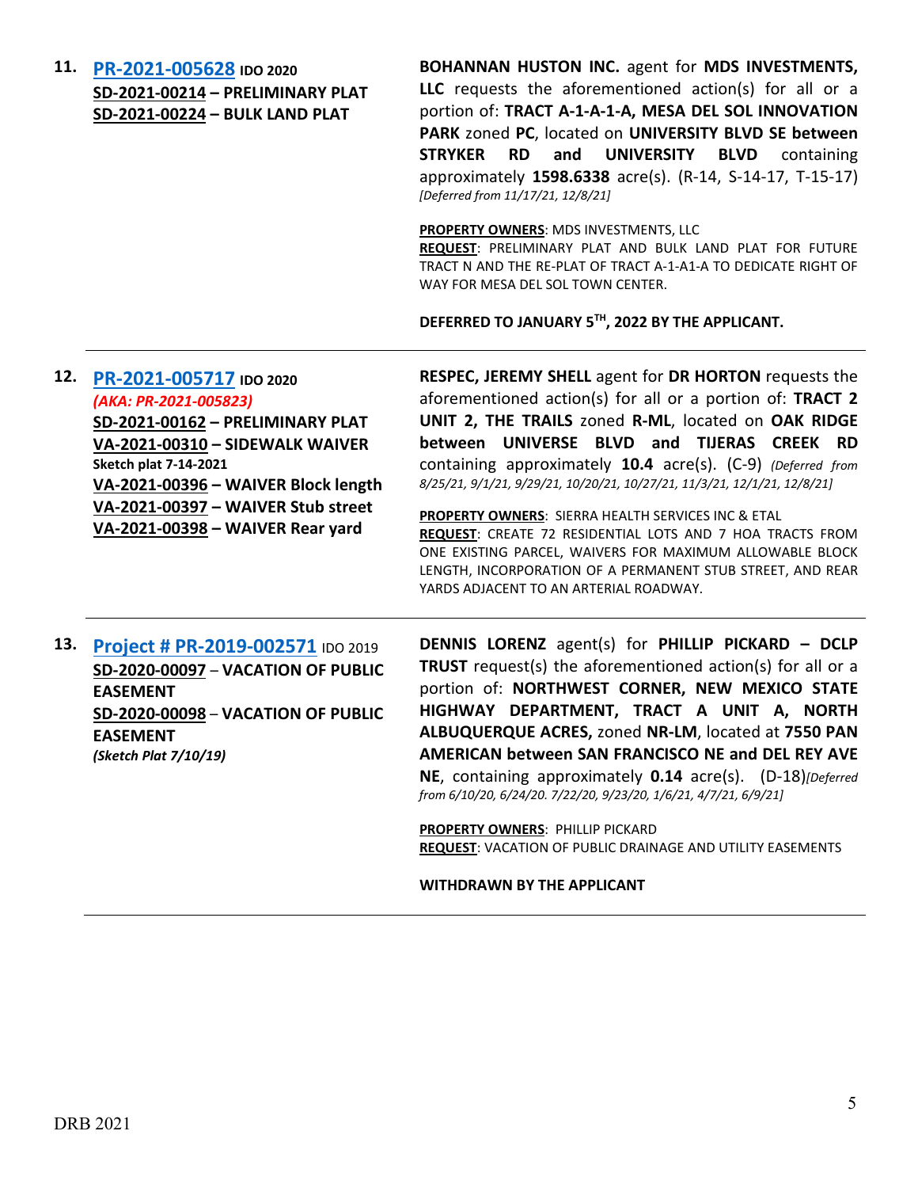**11.** **[PR-2021-005628](#) IDO 2020**
**SD-2021-00214 – PRELIMINARY PLAT**
**SD-2021-00224 – BULK LAND PLAT**

**BOHANNAN HUSTON INC.** agent for **MDS INVESTMENTS, LLC** requests the aforementioned action(s) for all or a portion of: **TRACT A-1-A-1-A, MESA DEL SOL INNOVATION PARK** zoned **PC**, located on **UNIVERSITY BLVD SE between STRYKER RD and UNIVERSITY BLVD** containing approximately **1598.6338** acre(s). (R-14, S-14-17, T-15-17) *[Deferred from 11/17/21, 12/8/21]*

**PROPERTY OWNERS**: MDS INVESTMENTS, LLC
**REQUEST**: PRELIMINARY PLAT AND BULK LAND PLAT FOR FUTURE TRACT N AND THE RE-PLAT OF TRACT A-1-A1-A TO DEDICATE RIGHT OF WAY FOR MESA DEL SOL TOWN CENTER.

**DEFERRED TO JANUARY 5TH, 2022 BY THE APPLICANT.**

---

**12.** **[PR-2021-005717](#) IDO 2020**
*(AKA: PR-2021-005823)*
**SD-2021-00162 – PRELIMINARY PLAT**
**VA-2021-00310 – SIDEWALK WAIVER**
**Sketch plat 7-14-2021**
**VA-2021-00396 – WAIVER Block length**
**VA-2021-00397 – WAIVER Stub street**
**VA-2021-00398 – WAIVER Rear yard**

**RESPEC, JEREMY SHELL** agent for **DR HORTON** requests the aforementioned action(s) for all or a portion of: **TRACT 2 UNIT 2, THE TRAILS** zoned **R-ML**, located on **OAK RIDGE between UNIVERSE BLVD and TIJERAS CREEK RD** containing approximately **10.4** acre(s). (C-9) *(Deferred from 8/25/21, 9/1/21, 9/29/21, 10/20/21, 10/27/21, 11/3/21, 12/1/21, 12/8/21]*

**PROPERTY OWNERS**: SIERRA HEALTH SERVICES INC & ETAL
**REQUEST**: CREATE 72 RESIDENTIAL LOTS AND 7 HOA TRACTS FROM ONE EXISTING PARCEL, WAIVERS FOR MAXIMUM ALLOWABLE BLOCK LENGTH, INCORPORATION OF A PERMANENT STUB STREET, AND REAR YARDS ADJACENT TO AN ARTERIAL ROADWAY.

---

**13.** **[Project # PR-2019-002571](#)** IDO 2019
**SD-2020-00097 – VACATION OF PUBLIC EASEMENT**
**SD-2020-00098 – VACATION OF PUBLIC EASEMENT**
***(Sketch Plat 7/10/19)***

**DENNIS LORENZ** agent(s) for **PHILLIP PICKARD – DCLP TRUST** request(s) the aforementioned action(s) for all or a portion of: **NORTHWEST CORNER, NEW MEXICO STATE HIGHWAY DEPARTMENT, TRACT A UNIT A, NORTH ALBUQUERQUE ACRES,** zoned **NR-LM**, located at **7550 PAN AMERICAN between SAN FRANCISCO NE and DEL REY AVE NE**, containing approximately **0.14** acre(s). (D-18)*[Deferred from 6/10/20, 6/24/20. 7/22/20, 9/23/20, 1/6/21, 4/7/21, 6/9/21]*

**PROPERTY OWNERS**: PHILLIP PICKARD
**REQUEST**: VACATION OF PUBLIC DRAINAGE AND UTILITY EASEMENTS

**WITHDRAWN BY THE APPLICANT**

---

DRB 2021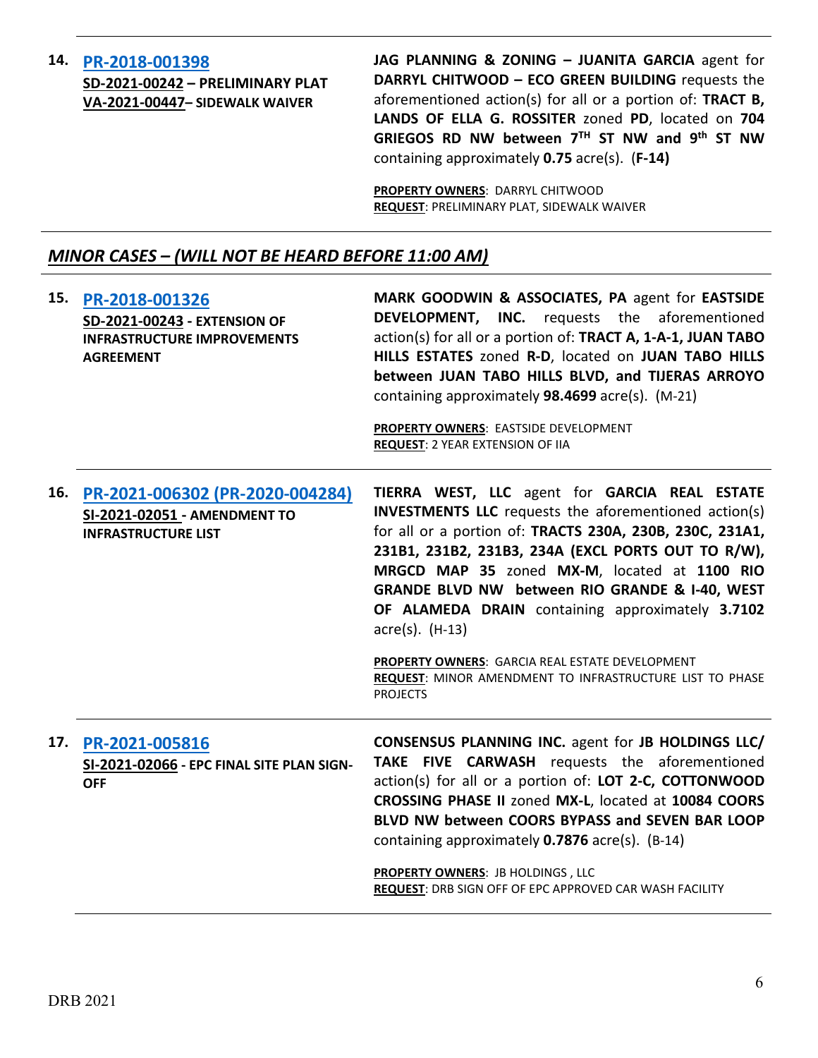**14. PR-2018-001398**
**SD-2021-00242 – PRELIMINARY PLAT**
**VA-2021-00447– SIDEWALK WAIVER**

**JAG PLANNING & ZONING – JUANITA GARCIA** agent for **DARRYL CHITWOOD – ECO GREEN BUILDING** requests the aforementioned action(s) for all or a portion of: **TRACT B, LANDS OF ELLA G. ROSSITER** zoned **PD**, located on **704 GRIEGOS RD NW between 7TH ST NW and 9th ST NW** containing approximately **0.75** acre(s). (**F-14)**

**PROPERTY OWNERS**: DARRYL CHITWOOD
**REQUEST**: PRELIMINARY PLAT, SIDEWALK WAIVER

---

## *MINOR CASES – (WILL NOT BE HEARD BEFORE 11:00 AM)*

---

**15. PR-2018-001326**
**SD-2021-00243 - EXTENSION OF INFRASTRUCTURE IMPROVEMENTS AGREEMENT**

**MARK GOODWIN & ASSOCIATES, PA** agent for **EASTSIDE DEVELOPMENT, INC.** requests the aforementioned action(s) for all or a portion of: **TRACT A, 1-A-1, JUAN TABO HILLS ESTATES** zoned **R-D**, located on **JUAN TABO HILLS between JUAN TABO HILLS BLVD, and TIJERAS ARROYO** containing approximately **98.4699** acre(s). (M-21)

**PROPERTY OWNERS**: EASTSIDE DEVELOPMENT
**REQUEST**: 2 YEAR EXTENSION OF IIA

---

**16. PR-2021-006302 (PR-2020-004284)**
**SI-2021-02051 - AMENDMENT TO INFRASTRUCTURE LIST**

**TIERRA WEST, LLC** agent for **GARCIA REAL ESTATE INVESTMENTS LLC** requests the aforementioned action(s) for all or a portion of: **TRACTS 230A, 230B, 230C, 231A1, 231B1, 231B2, 231B3, 234A (EXCL PORTS OUT TO R/W), MRGCD MAP 35** zoned **MX-M**, located at **1100 RIO GRANDE BLVD NW between RIO GRANDE & I-40, WEST OF ALAMEDA DRAIN** containing approximately **3.7102** acre(s). (H-13)

**PROPERTY OWNERS**: GARCIA REAL ESTATE DEVELOPMENT
**REQUEST**: MINOR AMENDMENT TO INFRASTRUCTURE LIST TO PHASE PROJECTS

---

**17. PR-2021-005816**
**SI-2021-02066 - EPC FINAL SITE PLAN SIGN-OFF**

**CONSENSUS PLANNING INC.** agent for **JB HOLDINGS LLC/ TAKE FIVE CARWASH** requests the aforementioned action(s) for all or a portion of: **LOT 2-C, COTTONWOOD CROSSING PHASE II** zoned **MX-L**, located at **10084 COORS BLVD NW between COORS BYPASS and SEVEN BAR LOOP** containing approximately **0.7876** acre(s). (B-14)

**PROPERTY OWNERS**: JB HOLDINGS , LLC
**REQUEST**: DRB SIGN OFF OF EPC APPROVED CAR WASH FACILITY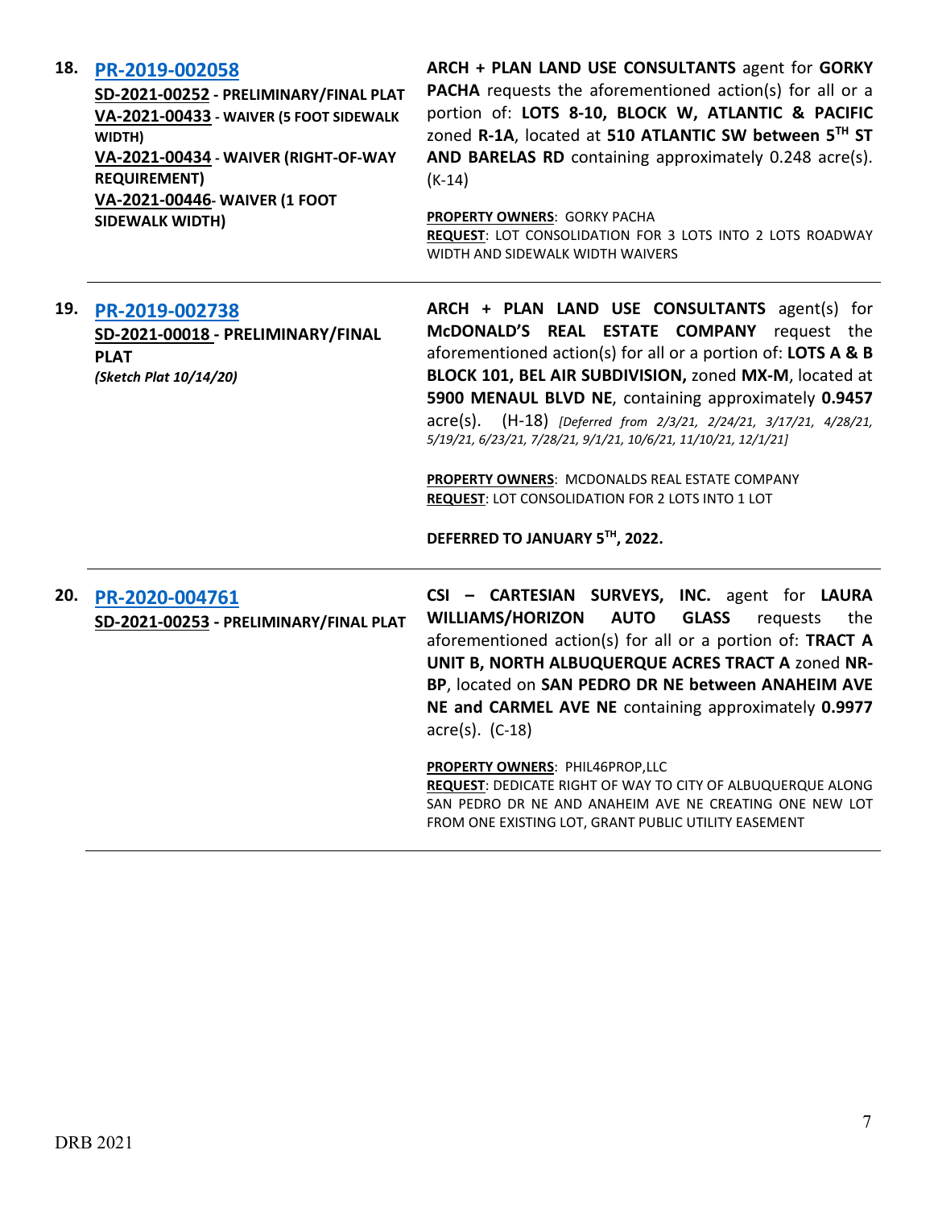**18. PR-2019-002058**

**SD-2021-00252 - PRELIMINARY/FINAL PLAT**
**VA-2021-00433 - WAIVER (5 FOOT SIDEWALK WIDTH)**
**VA-2021-00434 - WAIVER (RIGHT-OF-WAY REQUIREMENT)**
**VA-2021-00446- WAIVER (1 FOOT SIDEWALK WIDTH)**

**ARCH + PLAN LAND USE CONSULTANTS** agent for **GORKY PACHA** requests the aforementioned action(s) for all or a portion of: **LOTS 8-10, BLOCK W, ATLANTIC & PACIFIC** zoned **R-1A**, located at **510 ATLANTIC SW between 5TH ST AND BARELAS RD** containing approximately 0.248 acre(s). (K-14)

**PROPERTY OWNERS**: GORKY PACHA
**REQUEST**: LOT CONSOLIDATION FOR 3 LOTS INTO 2 LOTS ROADWAY WIDTH AND SIDEWALK WIDTH WAIVERS

---

**19. PR-2019-002738**

**SD-2021-00018 - PRELIMINARY/FINAL PLAT**
***(Sketch Plat 10/14/20)***

**ARCH + PLAN LAND USE CONSULTANTS** agent(s) for **McDONALD'S REAL ESTATE COMPANY** request the aforementioned action(s) for all or a portion of: **LOTS A & B BLOCK 101, BEL AIR SUBDIVISION,** zoned **MX-M**, located at **5900 MENAUL BLVD NE**, containing approximately **0.9457** acre(s). (H-18) *[Deferred from 2/3/21, 2/24/21, 3/17/21, 4/28/21, 5/19/21, 6/23/21, 7/28/21, 9/1/21, 10/6/21, 11/10/21, 12/1/21]*

**PROPERTY OWNERS**: MCDONALDS REAL ESTATE COMPANY
**REQUEST**: LOT CONSOLIDATION FOR 2 LOTS INTO 1 LOT

**DEFERRED TO JANUARY 5TH, 2022.**

---

**20. PR-2020-004761**

**SD-2021-00253 - PRELIMINARY/FINAL PLAT**

**CSI – CARTESIAN SURVEYS, INC.** agent for **LAURA WILLIAMS/HORIZON AUTO GLASS** requests the aforementioned action(s) for all or a portion of: **TRACT A UNIT B, NORTH ALBUQUERQUE ACRES TRACT A** zoned **NR-BP**, located on **SAN PEDRO DR NE between ANAHEIM AVE NE and CARMEL AVE NE** containing approximately **0.9977** acre(s). (C-18)

**PROPERTY OWNERS**: PHIL46PROP,LLC
**REQUEST**: DEDICATE RIGHT OF WAY TO CITY OF ALBUQUERQUE ALONG SAN PEDRO DR NE AND ANAHEIM AVE NE CREATING ONE NEW LOT FROM ONE EXISTING LOT, GRANT PUBLIC UTILITY EASEMENT

---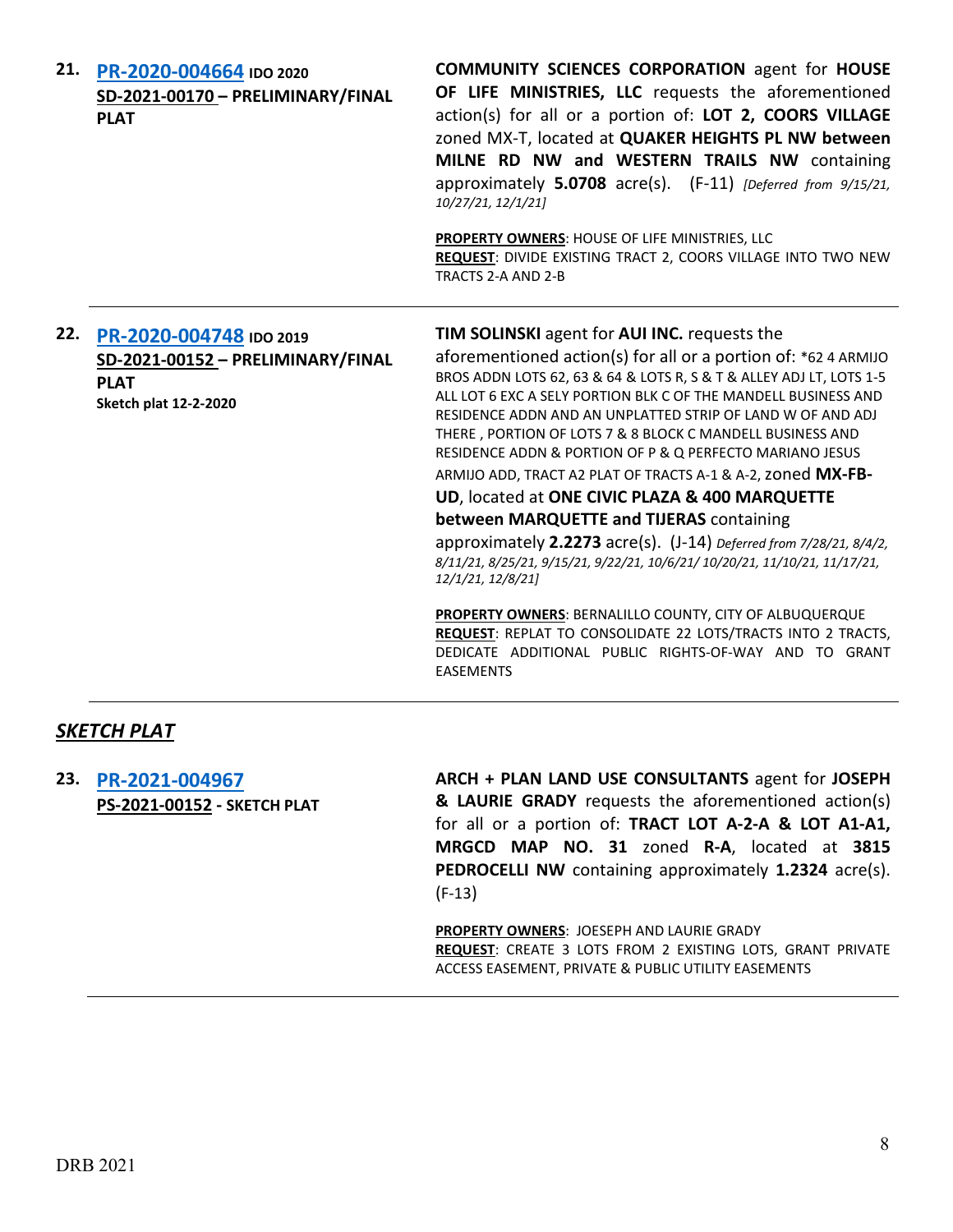| | | |
|---|---|---|
| **21.** | **PR-2020-004664** **IDO 2020**<br>**SD-2021-00170 – PRELIMINARY/FINAL PLAT** | **COMMUNITY SCIENCES CORPORATION** agent for **HOUSE OF LIFE MINISTRIES, LLC** requests the aforementioned action(s) for all or a portion of: **LOT 2, COORS VILLAGE** zoned MX-T, located at **QUAKER HEIGHTS PL NW between MILNE RD NW and WESTERN TRAILS NW** containing approximately **5.0708** acre(s). (F-11) *[Deferred from 9/15/21, 10/27/21, 12/1/21]*<br><br>**PROPERTY OWNERS**: HOUSE OF LIFE MINISTRIES, LLC<br>**REQUEST**: DIVIDE EXISTING TRACT 2, COORS VILLAGE INTO TWO NEW TRACTS 2-A AND 2-B |
| **22.** | **PR-2020-004748** **IDO 2019**<br>**SD-2021-00152 – PRELIMINARY/FINAL PLAT**<br>**Sketch plat 12-2-2020** | **TIM SOLINSKI** agent for **AUI INC.** requests the aforementioned action(s) for all or a portion of: *62 4 ARMIJO BROS ADDN LOTS 62, 63 & 64 & LOTS R, S & T & ALLEY ADJ LT, LOTS 1-5 ALL LOT 6 EXC A SELY PORTION BLK C OF THE MANDELL BUSINESS AND RESIDENCE ADDN AND AN UNPLATTED STRIP OF LAND W OF AND ADJ THERE , PORTION OF LOTS 7 & 8 BLOCK C MANDELL BUSINESS AND RESIDENCE ADDN & PORTION OF P & Q PERFECTO MARIANO JESUS ARMIJO ADD, TRACT A2 PLAT OF TRACTS A-1 & A-2, zoned **MX-FB-UD**, located at **ONE CIVIC PLAZA & 400 MARQUETTE between MARQUETTE and TIJERAS** containing approximately **2.2273** acre(s). (J-14) *Deferred from 7/28/21, 8/4/2, 8/11/21, 8/25/21, 9/15/21, 9/22/21, 10/6/21/ 10/20/21, 11/10/21, 11/17/21, 12/1/21, 12/8/21]*<br><br>**PROPERTY OWNERS**: BERNALILLO COUNTY, CITY OF ALBUQUERQUE<br>**REQUEST**: REPLAT TO CONSOLIDATE 22 LOTS/TRACTS INTO 2 TRACTS, DEDICATE ADDITIONAL PUBLIC RIGHTS-OF-WAY AND TO GRANT EASEMENTS |

## ***SKETCH PLAT***

| | | |
|---|---|---|
| **23.** | **PR-2021-004967**<br>**PS-2021-00152 - SKETCH PLAT** | **ARCH + PLAN LAND USE CONSULTANTS** agent for **JOSEPH & LAURIE GRADY** requests the aforementioned action(s) for all or a portion of: **TRACT LOT A-2-A & LOT A1-A1, MRGCD MAP NO. 31** zoned **R-A**, located at **3815 PEDROCELLI NW** containing approximately **1.2324** acre(s). (F-13)<br><br>**PROPERTY OWNERS**: JOESEPH AND LAURIE GRADY<br>**REQUEST**: CREATE 3 LOTS FROM 2 EXISTING LOTS, GRANT PRIVATE ACCESS EASEMENT, PRIVATE & PUBLIC UTILITY EASEMENTS |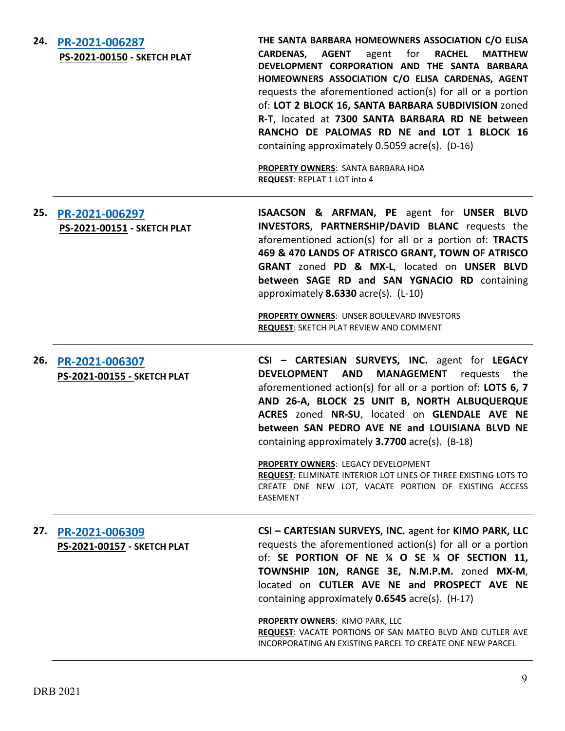**24. PR-2021-006287**
**PS-2021-00150 - SKETCH PLAT**

**THE SANTA BARBARA HOMEOWNERS ASSOCIATION C/O ELISA CARDENAS, AGENT** agent for **RACHEL MATTHEW DEVELOPMENT CORPORATION AND THE SANTA BARBARA HOMEOWNERS ASSOCIATION C/O ELISA CARDENAS, AGENT** requests the aforementioned action(s) for all or a portion of: **LOT 2 BLOCK 16, SANTA BARBARA SUBDIVISION** zoned **R-T**, located at **7300 SANTA BARBARA RD NE between RANCHO DE PALOMAS RD NE and LOT 1 BLOCK 16** containing approximately 0.5059 acre(s). (D-16)

**PROPERTY OWNERS**: SANTA BARBARA HOA
**REQUEST**: REPLAT 1 LOT into 4

---

**25. PR-2021-006297**
**PS-2021-00151 - SKETCH PLAT**

**ISAACSON & ARFMAN, PE** agent for **UNSER BLVD INVESTORS, PARTNERSHIP/DAVID BLANC** requests the aforementioned action(s) for all or a portion of: **TRACTS 469 & 470 LANDS OF ATRISCO GRANT, TOWN OF ATRISCO GRANT** zoned **PD & MX-L**, located on **UNSER BLVD between SAGE RD and SAN YGNACIO RD** containing approximately **8.6330** acre(s). (L-10)

**PROPERTY OWNERS**: UNSER BOULEVARD INVESTORS
**REQUEST**: SKETCH PLAT REVIEW AND COMMENT

---

**26. PR-2021-006307**
**PS-2021-00155 - SKETCH PLAT**

**CSI – CARTESIAN SURVEYS, INC.** agent for **LEGACY DEVELOPMENT AND MANAGEMENT** requests the aforementioned action(s) for all or a portion of: **LOTS 6, 7 AND 26-A, BLOCK 25 UNIT B, NORTH ALBUQUERQUE ACRES** zoned **NR-SU**, located on **GLENDALE AVE NE between SAN PEDRO AVE NE and LOUISIANA BLVD NE** containing approximately **3.7700** acre(s). (B-18)

**PROPERTY OWNERS**: LEGACY DEVELOPMENT
**REQUEST**: ELIMINATE INTERIOR LOT LINES OF THREE EXISTING LOTS TO CREATE ONE NEW LOT, VACATE PORTION OF EXISTING ACCESS EASEMENT

---

**27. PR-2021-006309**
**PS-2021-00157 - SKETCH PLAT**

**CSI – CARTESIAN SURVEYS, INC.** agent for **KIMO PARK, LLC** requests the aforementioned action(s) for all or a portion of: **SE PORTION OF NE ¼ O SE ¼ OF SECTION 11, TOWNSHIP 10N, RANGE 3E, N.M.P.M.** zoned **MX-M**, located on **CUTLER AVE NE and PROSPECT AVE NE** containing approximately **0.6545** acre(s). (H-17)

**PROPERTY OWNERS**: KIMO PARK, LLC
**REQUEST**: VACATE PORTIONS OF SAN MATEO BLVD AND CUTLER AVE INCORPORATING AN EXISTING PARCEL TO CREATE ONE NEW PARCEL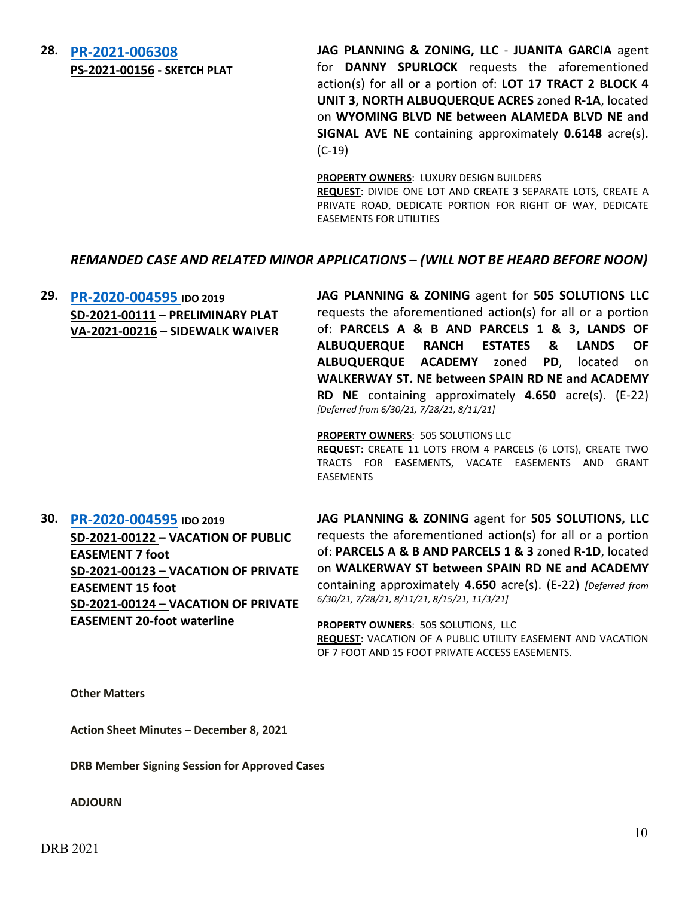**28.** **PR-2021-006308**
**PS-2021-00156 - SKETCH PLAT**

**JAG PLANNING & ZONING, LLC** - **JUANITA GARCIA** agent for **DANNY SPURLOCK** requests the aforementioned action(s) for all or a portion of: **LOT 17 TRACT 2 BLOCK 4 UNIT 3, NORTH ALBUQUERQUE ACRES** zoned **R-1A**, located on **WYOMING BLVD NE between ALAMEDA BLVD NE and SIGNAL AVE NE** containing approximately **0.6148** acre(s). (C-19)

**PROPERTY OWNERS**: LUXURY DESIGN BUILDERS
**REQUEST**: DIVIDE ONE LOT AND CREATE 3 SEPARATE LOTS, CREATE A PRIVATE ROAD, DEDICATE PORTION FOR RIGHT OF WAY, DEDICATE EASEMENTS FOR UTILITIES

---

***REMANDED CASE AND RELATED MINOR APPLICATIONS – (WILL NOT BE HEARD BEFORE NOON)***

---

**29.** **PR-2020-004595** **IDO 2019**
**SD-2021-00111 – PRELIMINARY PLAT**
**VA-2021-00216 – SIDEWALK WAIVER**

**JAG PLANNING & ZONING** agent for **505 SOLUTIONS LLC** requests the aforementioned action(s) for all or a portion of: **PARCELS A & B AND PARCELS 1 & 3, LANDS OF ALBUQUERQUE RANCH ESTATES & LANDS OF ALBUQUERQUE ACADEMY** zoned **PD**, located on **WALKERWAY ST. NE between SPAIN RD NE and ACADEMY RD NE** containing approximately **4.650** acre(s). (E-22) *[Deferred from 6/30/21, 7/28/21, 8/11/21]*

**PROPERTY OWNERS**: 505 SOLUTIONS LLC
**REQUEST**: CREATE 11 LOTS FROM 4 PARCELS (6 LOTS), CREATE TWO TRACTS FOR EASEMENTS, VACATE EASEMENTS AND GRANT EASEMENTS

---

**30.** **PR-2020-004595** **IDO 2019**
**SD-2021-00122 – VACATION OF PUBLIC EASEMENT 7 foot**
**SD-2021-00123 – VACATION OF PRIVATE EASEMENT 15 foot**
**SD-2021-00124 – VACATION OF PRIVATE EASEMENT 20-foot waterline**

**JAG PLANNING & ZONING** agent for **505 SOLUTIONS, LLC** requests the aforementioned action(s) for all or a portion of: **PARCELS A & B AND PARCELS 1 & 3** zoned **R-1D**, located on **WALKERWAY ST between SPAIN RD NE and ACADEMY** containing approximately **4.650** acre(s). (E-22) *[Deferred from 6/30/21, 7/28/21, 8/11/21, 8/15/21, 11/3/21]*

**PROPERTY OWNERS**: 505 SOLUTIONS, LLC
**REQUEST**: VACATION OF A PUBLIC UTILITY EASEMENT AND VACATION OF 7 FOOT AND 15 FOOT PRIVATE ACCESS EASEMENTS.

---

**Other Matters**

**Action Sheet Minutes – December 8, 2021**

**DRB Member Signing Session for Approved Cases**

**ADJOURN**